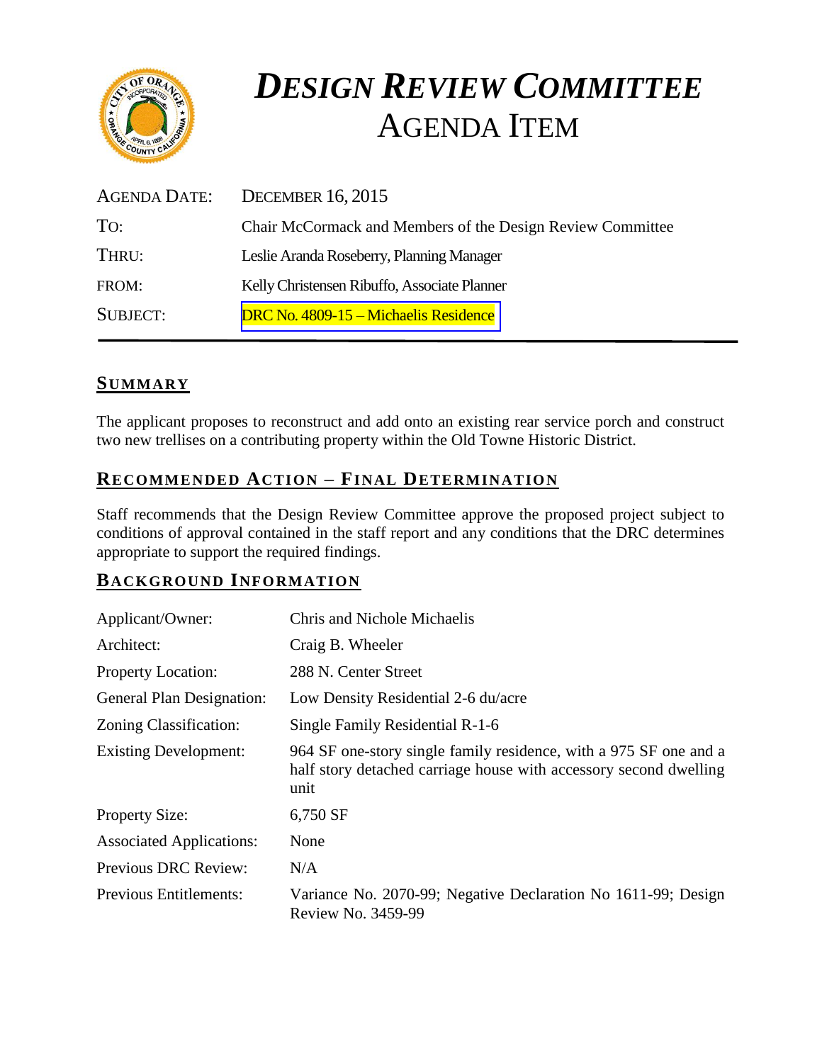# *DESIGN REVIEW COMMITTEE*
# AGENDA ITEM

| | |
|---|---|
| AGENDA DATE: | DECEMBER 16, 2015 |
| TO: | Chair McCormack and Members of the Design Review Committee |
| THRU: | Leslie Aranda Roseberry, Planning Manager |
| FROM: | Kelly Christensen Ribuffo, Associate Planner |
| SUBJECT: | DRC No. 4809-15 – Michaelis Residence |

## SUMMARY

The applicant proposes to reconstruct and add onto an existing rear service porch and construct two new trellises on a contributing property within the Old Towne Historic District.

## RECOMMENDED ACTION – FINAL DETERMINATION

Staff recommends that the Design Review Committee approve the proposed project subject to conditions of approval contained in the staff report and any conditions that the DRC determines appropriate to support the required findings.

## BACKGROUND INFORMATION

| | |
|---|---|
| Applicant/Owner: | Chris and Nichole Michaelis |
| Architect: | Craig B. Wheeler |
| Property Location: | 288 N. Center Street |
| General Plan Designation: | Low Density Residential 2-6 du/acre |
| Zoning Classification: | Single Family Residential R-1-6 |
| Existing Development: | 964 SF one-story single family residence, with a 975 SF one and a half story detached carriage house with accessory second dwelling unit |
| Property Size: | 6,750 SF |
| Associated Applications: | None |
| Previous DRC Review: | N/A |
| Previous Entitlements: | Variance No. 2070-99; Negative Declaration No 1611-99; Design Review No. 3459-99 |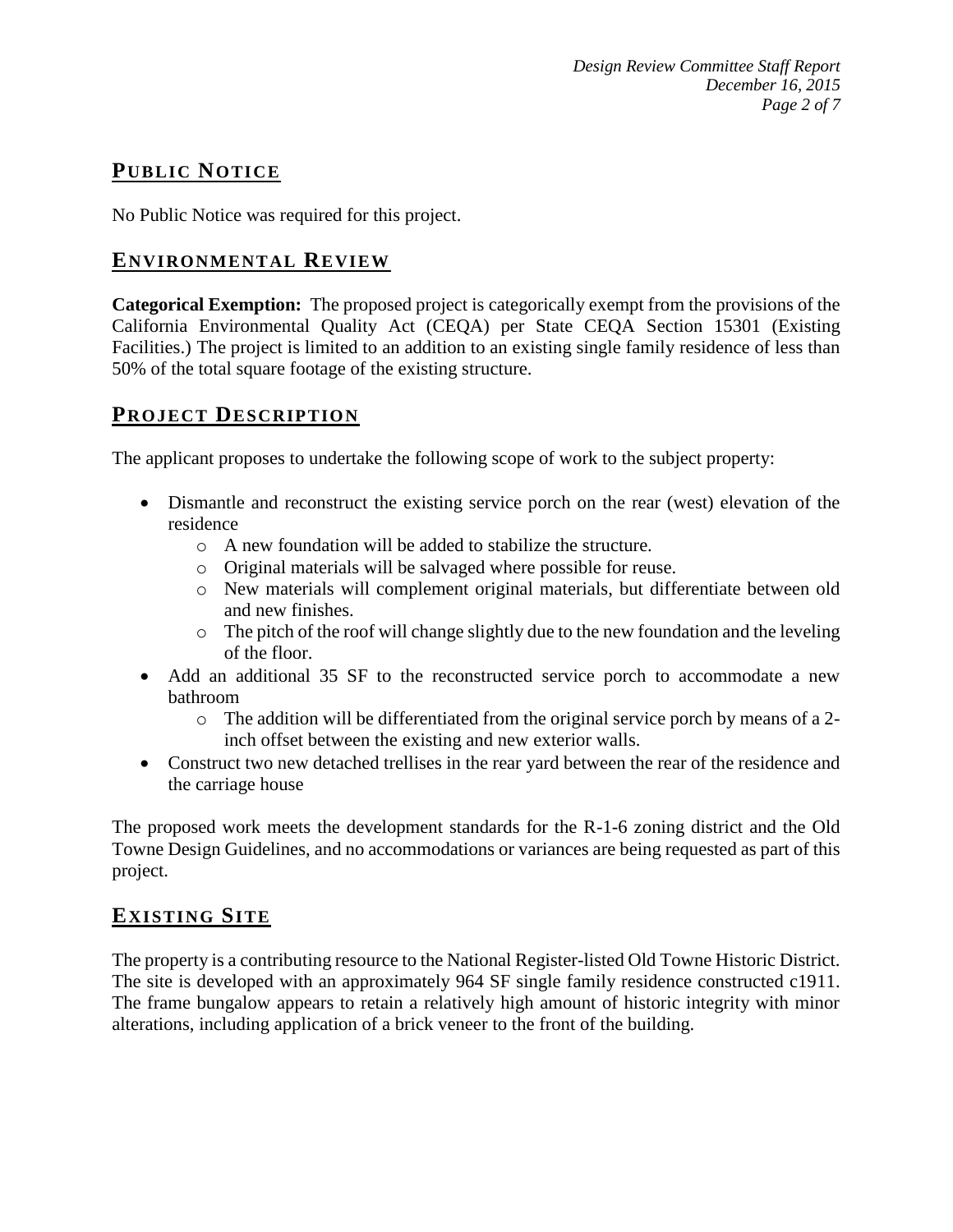## PUBLIC NOTICE

No Public Notice was required for this project.

## ENVIRONMENTAL REVIEW

**Categorical Exemption:** The proposed project is categorically exempt from the provisions of the California Environmental Quality Act (CEQA) per State CEQA Section 15301 (Existing Facilities.) The project is limited to an addition to an existing single family residence of less than 50% of the total square footage of the existing structure.

## PROJECT DESCRIPTION

The applicant proposes to undertake the following scope of work to the subject property:

- Dismantle and reconstruct the existing service porch on the rear (west) elevation of the residence
  - A new foundation will be added to stabilize the structure.
  - Original materials will be salvaged where possible for reuse.
  - New materials will complement original materials, but differentiate between old and new finishes.
  - The pitch of the roof will change slightly due to the new foundation and the leveling of the floor.
- Add an additional 35 SF to the reconstructed service porch to accommodate a new bathroom
  - The addition will be differentiated from the original service porch by means of a 2-inch offset between the existing and new exterior walls.
- Construct two new detached trellises in the rear yard between the rear of the residence and the carriage house

The proposed work meets the development standards for the R-1-6 zoning district and the Old Towne Design Guidelines, and no accommodations or variances are being requested as part of this project.

## EXISTING SITE

The property is a contributing resource to the National Register-listed Old Towne Historic District. The site is developed with an approximately 964 SF single family residence constructed c1911. The frame bungalow appears to retain a relatively high amount of historic integrity with minor alterations, including application of a brick veneer to the front of the building.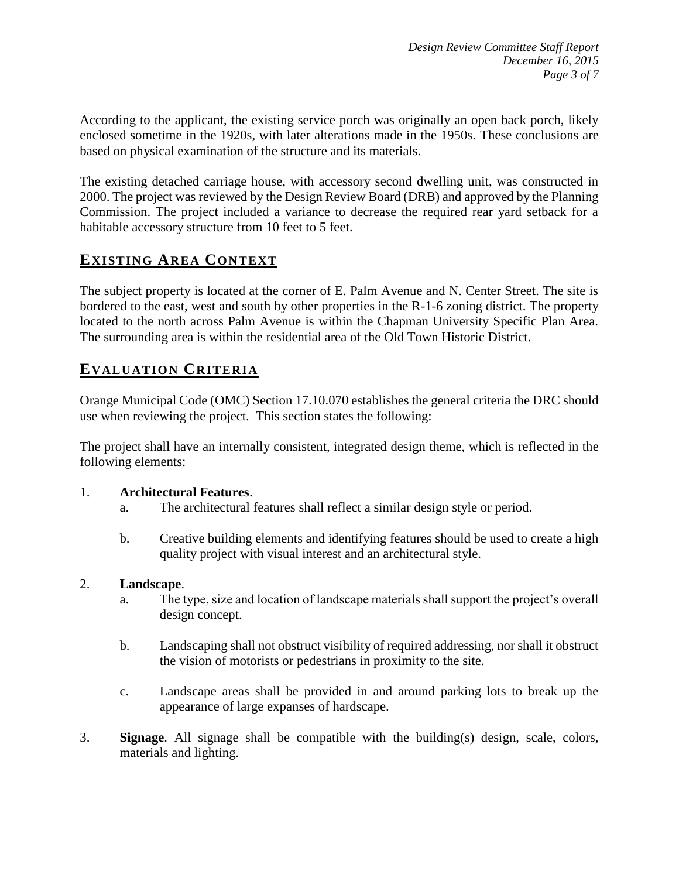According to the applicant, the existing service porch was originally an open back porch, likely enclosed sometime in the 1920s, with later alterations made in the 1950s. These conclusions are based on physical examination of the structure and its materials.

The existing detached carriage house, with accessory second dwelling unit, was constructed in 2000. The project was reviewed by the Design Review Board (DRB) and approved by the Planning Commission. The project included a variance to decrease the required rear yard setback for a habitable accessory structure from 10 feet to 5 feet.

## EXISTING AREA CONTEXT

The subject property is located at the corner of E. Palm Avenue and N. Center Street. The site is bordered to the east, west and south by other properties in the R-1-6 zoning district. The property located to the north across Palm Avenue is within the Chapman University Specific Plan Area. The surrounding area is within the residential area of the Old Town Historic District.

## EVALUATION CRITERIA

Orange Municipal Code (OMC) Section 17.10.070 establishes the general criteria the DRC should use when reviewing the project. This section states the following:

The project shall have an internally consistent, integrated design theme, which is reflected in the following elements:

1. **Architectural Features**.
   a. The architectural features shall reflect a similar design style or period.

   b. Creative building elements and identifying features should be used to create a high quality project with visual interest and an architectural style.

2. **Landscape**.
   a. The type, size and location of landscape materials shall support the project's overall design concept.

   b. Landscaping shall not obstruct visibility of required addressing, nor shall it obstruct the vision of motorists or pedestrians in proximity to the site.

   c. Landscape areas shall be provided in and around parking lots to break up the appearance of large expanses of hardscape.

3. **Signage**. All signage shall be compatible with the building(s) design, scale, colors, materials and lighting.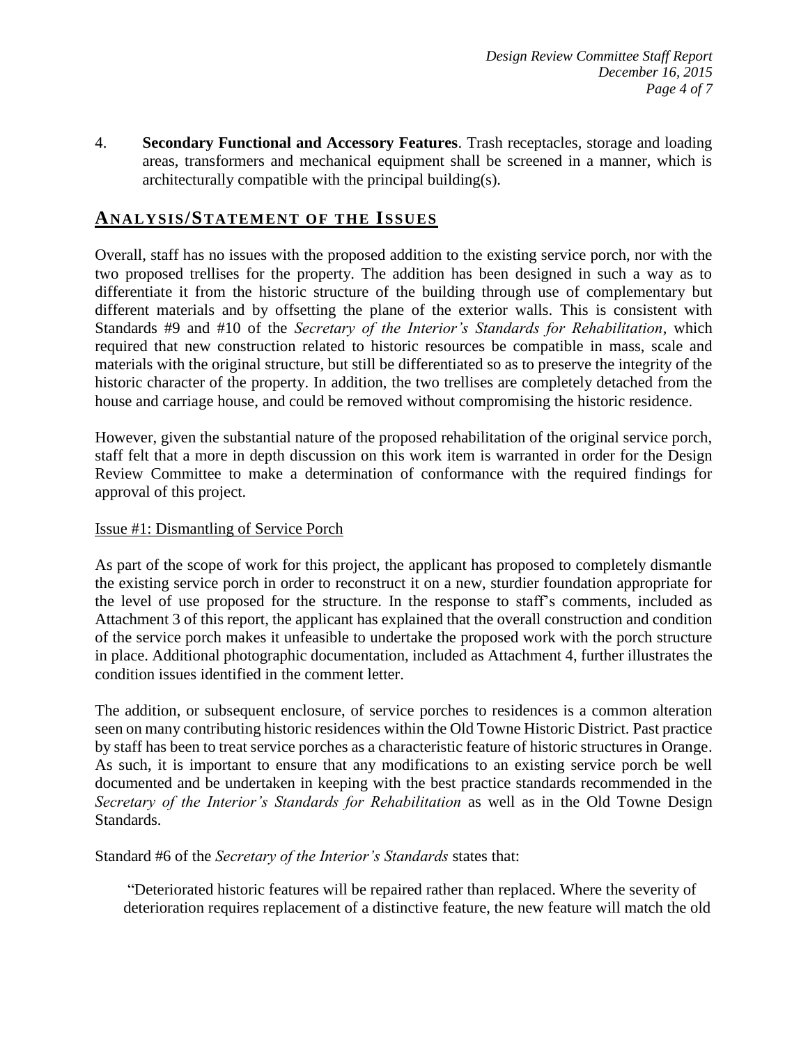4. **Secondary Functional and Accessory Features**. Trash receptacles, storage and loading areas, transformers and mechanical equipment shall be screened in a manner, which is architecturally compatible with the principal building(s).

## ANALYSIS/STATEMENT OF THE ISSUES

Overall, staff has no issues with the proposed addition to the existing service porch, nor with the two proposed trellises for the property. The addition has been designed in such a way as to differentiate it from the historic structure of the building through use of complementary but different materials and by offsetting the plane of the exterior walls. This is consistent with Standards #9 and #10 of the *Secretary of the Interior's Standards for Rehabilitation*, which required that new construction related to historic resources be compatible in mass, scale and materials with the original structure, but still be differentiated so as to preserve the integrity of the historic character of the property. In addition, the two trellises are completely detached from the house and carriage house, and could be removed without compromising the historic residence.

However, given the substantial nature of the proposed rehabilitation of the original service porch, staff felt that a more in depth discussion on this work item is warranted in order for the Design Review Committee to make a determination of conformance with the required findings for approval of this project.

<u>Issue #1: Dismantling of Service Porch</u>

As part of the scope of work for this project, the applicant has proposed to completely dismantle the existing service porch in order to reconstruct it on a new, sturdier foundation appropriate for the level of use proposed for the structure. In the response to staff's comments, included as Attachment 3 of this report, the applicant has explained that the overall construction and condition of the service porch makes it unfeasible to undertake the proposed work with the porch structure in place. Additional photographic documentation, included as Attachment 4, further illustrates the condition issues identified in the comment letter.

The addition, or subsequent enclosure, of service porches to residences is a common alteration seen on many contributing historic residences within the Old Towne Historic District. Past practice by staff has been to treat service porches as a characteristic feature of historic structures in Orange. As such, it is important to ensure that any modifications to an existing service porch be well documented and be undertaken in keeping with the best practice standards recommended in the *Secretary of the Interior's Standards for Rehabilitation* as well as in the Old Towne Design Standards.

Standard #6 of the *Secretary of the Interior's Standards* states that:

> "Deteriorated historic features will be repaired rather than replaced. Where the severity of deterioration requires replacement of a distinctive feature, the new feature will match the old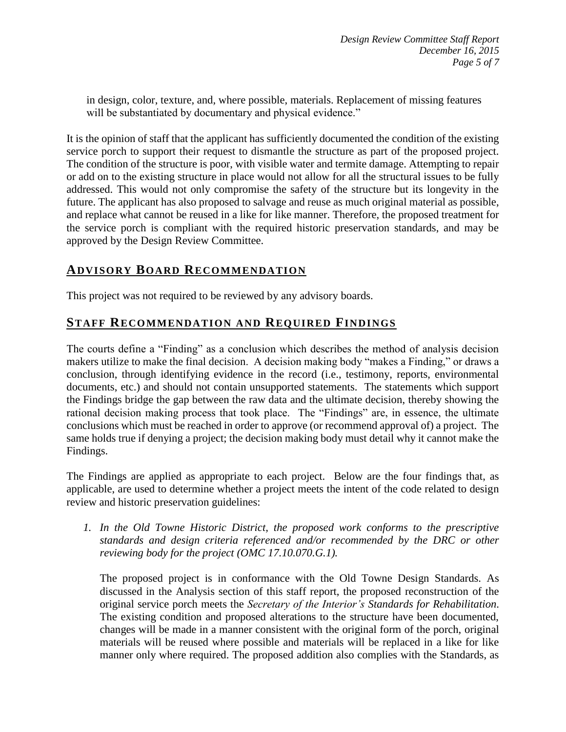in design, color, texture, and, where possible, materials. Replacement of missing features will be substantiated by documentary and physical evidence."

It is the opinion of staff that the applicant has sufficiently documented the condition of the existing service porch to support their request to dismantle the structure as part of the proposed project. The condition of the structure is poor, with visible water and termite damage. Attempting to repair or add on to the existing structure in place would not allow for all the structural issues to be fully addressed. This would not only compromise the safety of the structure but its longevity in the future. The applicant has also proposed to salvage and reuse as much original material as possible, and replace what cannot be reused in a like for like manner. Therefore, the proposed treatment for the service porch is compliant with the required historic preservation standards, and may be approved by the Design Review Committee.

## ADVISORY BOARD RECOMMENDATION

This project was not required to be reviewed by any advisory boards.

## STAFF RECOMMENDATION AND REQUIRED FINDINGS

The courts define a "Finding" as a conclusion which describes the method of analysis decision makers utilize to make the final decision. A decision making body "makes a Finding," or draws a conclusion, through identifying evidence in the record (i.e., testimony, reports, environmental documents, etc.) and should not contain unsupported statements. The statements which support the Findings bridge the gap between the raw data and the ultimate decision, thereby showing the rational decision making process that took place. The "Findings" are, in essence, the ultimate conclusions which must be reached in order to approve (or recommend approval of) a project. The same holds true if denying a project; the decision making body must detail why it cannot make the Findings.

The Findings are applied as appropriate to each project. Below are the four findings that, as applicable, are used to determine whether a project meets the intent of the code related to design review and historic preservation guidelines:

1. *In the Old Towne Historic District, the proposed work conforms to the prescriptive standards and design criteria referenced and/or recommended by the DRC or other reviewing body for the project (OMC 17.10.070.G.1).*

   The proposed project is in conformance with the Old Towne Design Standards. As discussed in the Analysis section of this staff report, the proposed reconstruction of the original service porch meets the *Secretary of the Interior's Standards for Rehabilitation*. The existing condition and proposed alterations to the structure have been documented, changes will be made in a manner consistent with the original form of the porch, original materials will be reused where possible and materials will be replaced in a like for like manner only where required. The proposed addition also complies with the Standards, as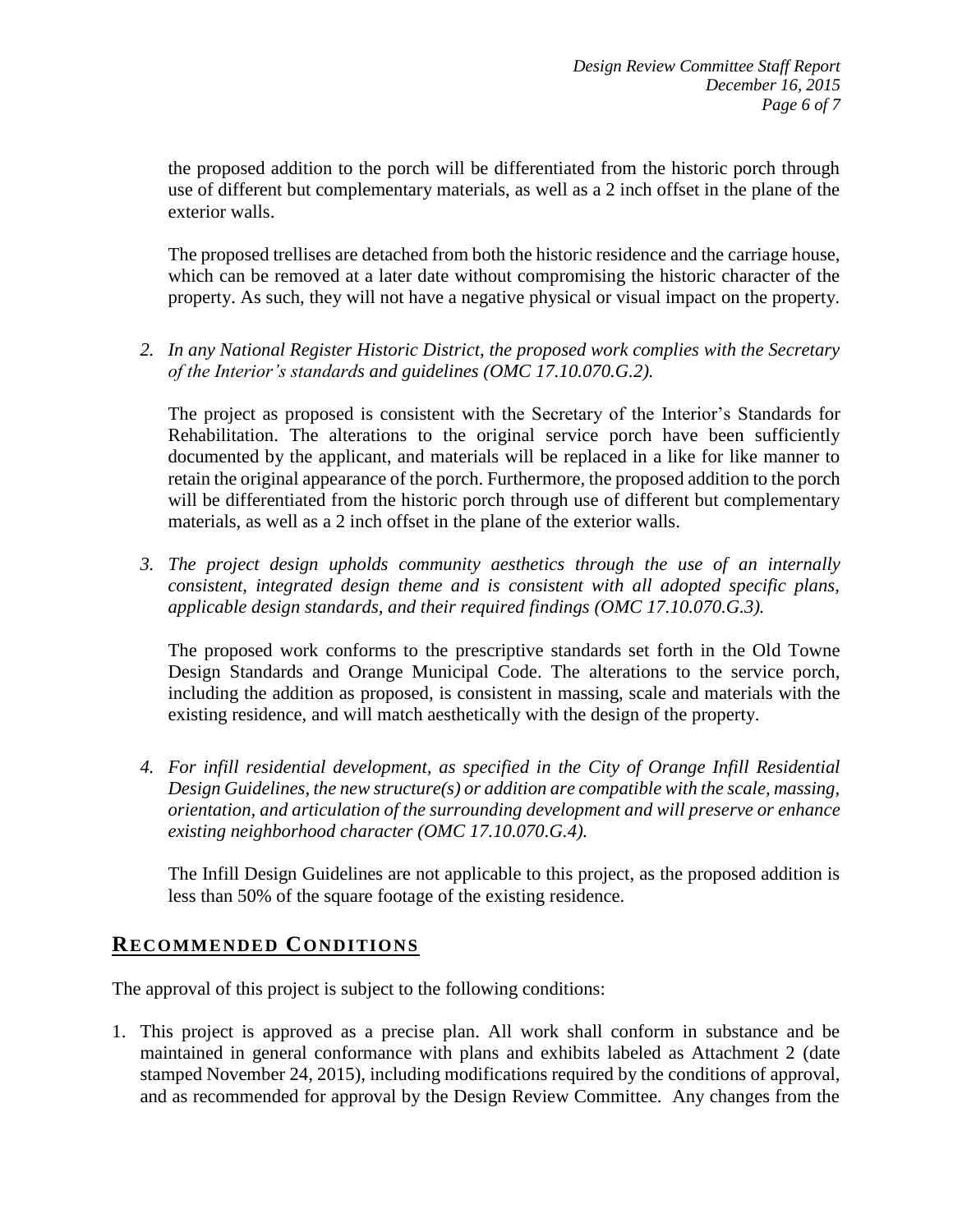the proposed addition to the porch will be differentiated from the historic porch through use of different but complementary materials, as well as a 2 inch offset in the plane of the exterior walls.

The proposed trellises are detached from both the historic residence and the carriage house, which can be removed at a later date without compromising the historic character of the property. As such, they will not have a negative physical or visual impact on the property.

2. *In any National Register Historic District, the proposed work complies with the Secretary of the Interior's standards and guidelines (OMC 17.10.070.G.2).*

   The project as proposed is consistent with the Secretary of the Interior's Standards for Rehabilitation. The alterations to the original service porch have been sufficiently documented by the applicant, and materials will be replaced in a like for like manner to retain the original appearance of the porch. Furthermore, the proposed addition to the porch will be differentiated from the historic porch through use of different but complementary materials, as well as a 2 inch offset in the plane of the exterior walls.

3. *The project design upholds community aesthetics through the use of an internally consistent, integrated design theme and is consistent with all adopted specific plans, applicable design standards, and their required findings (OMC 17.10.070.G.3).*

   The proposed work conforms to the prescriptive standards set forth in the Old Towne Design Standards and Orange Municipal Code. The alterations to the service porch, including the addition as proposed, is consistent in massing, scale and materials with the existing residence, and will match aesthetically with the design of the property.

4. *For infill residential development, as specified in the City of Orange Infill Residential Design Guidelines, the new structure(s) or addition are compatible with the scale, massing, orientation, and articulation of the surrounding development and will preserve or enhance existing neighborhood character (OMC 17.10.070.G.4).*

   The Infill Design Guidelines are not applicable to this project, as the proposed addition is less than 50% of the square footage of the existing residence.

## RECOMMENDED CONDITIONS

The approval of this project is subject to the following conditions:

1. This project is approved as a precise plan. All work shall conform in substance and be maintained in general conformance with plans and exhibits labeled as Attachment 2 (date stamped November 24, 2015), including modifications required by the conditions of approval, and as recommended for approval by the Design Review Committee. Any changes from the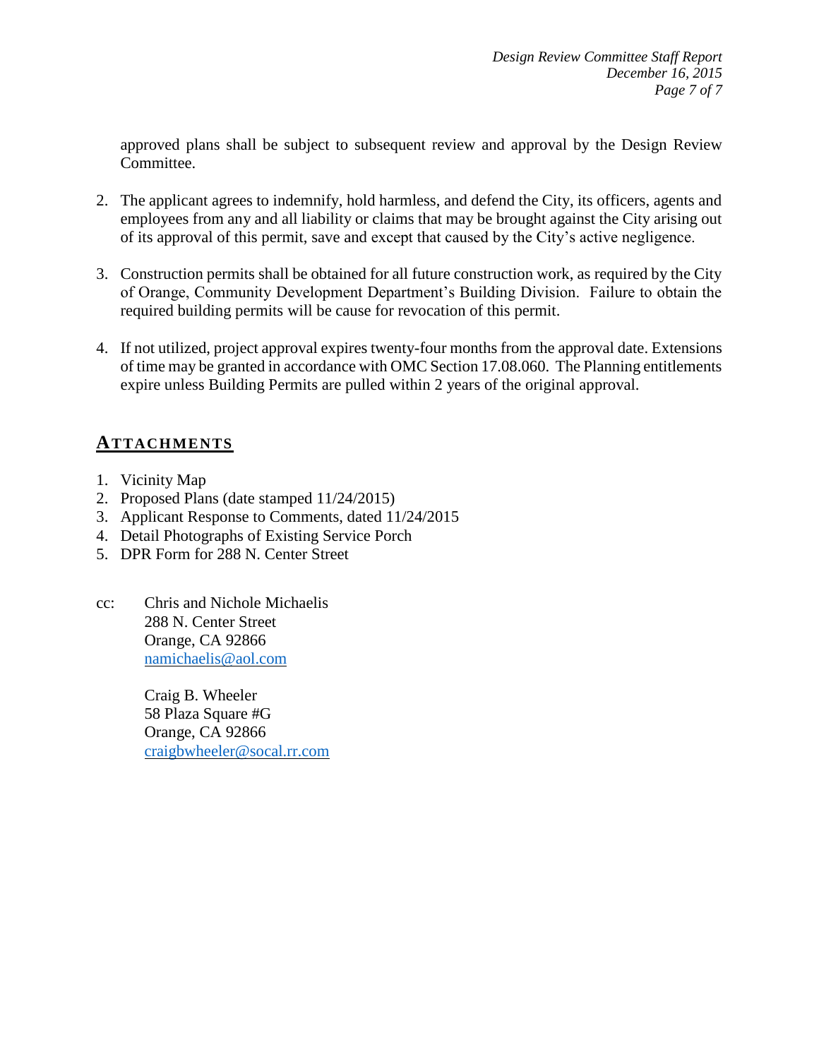approved plans shall be subject to subsequent review and approval by the Design Review Committee.

2. The applicant agrees to indemnify, hold harmless, and defend the City, its officers, agents and employees from any and all liability or claims that may be brought against the City arising out of its approval of this permit, save and except that caused by the City's active negligence.

3. Construction permits shall be obtained for all future construction work, as required by the City of Orange, Community Development Department's Building Division. Failure to obtain the required building permits will be cause for revocation of this permit.

4. If not utilized, project approval expires twenty-four months from the approval date. Extensions of time may be granted in accordance with OMC Section 17.08.060. The Planning entitlements expire unless Building Permits are pulled within 2 years of the original approval.

## ATTACHMENTS

1. Vicinity Map
2. Proposed Plans (date stamped 11/24/2015)
3. Applicant Response to Comments, dated 11/24/2015
4. Detail Photographs of Existing Service Porch
5. DPR Form for 288 N. Center Street

cc: Chris and Nichole Michaelis
288 N. Center Street
Orange, CA 92866
namichaelis@aol.com

Craig B. Wheeler
58 Plaza Square #G
Orange, CA 92866
craigbwheeler@socal.rr.com